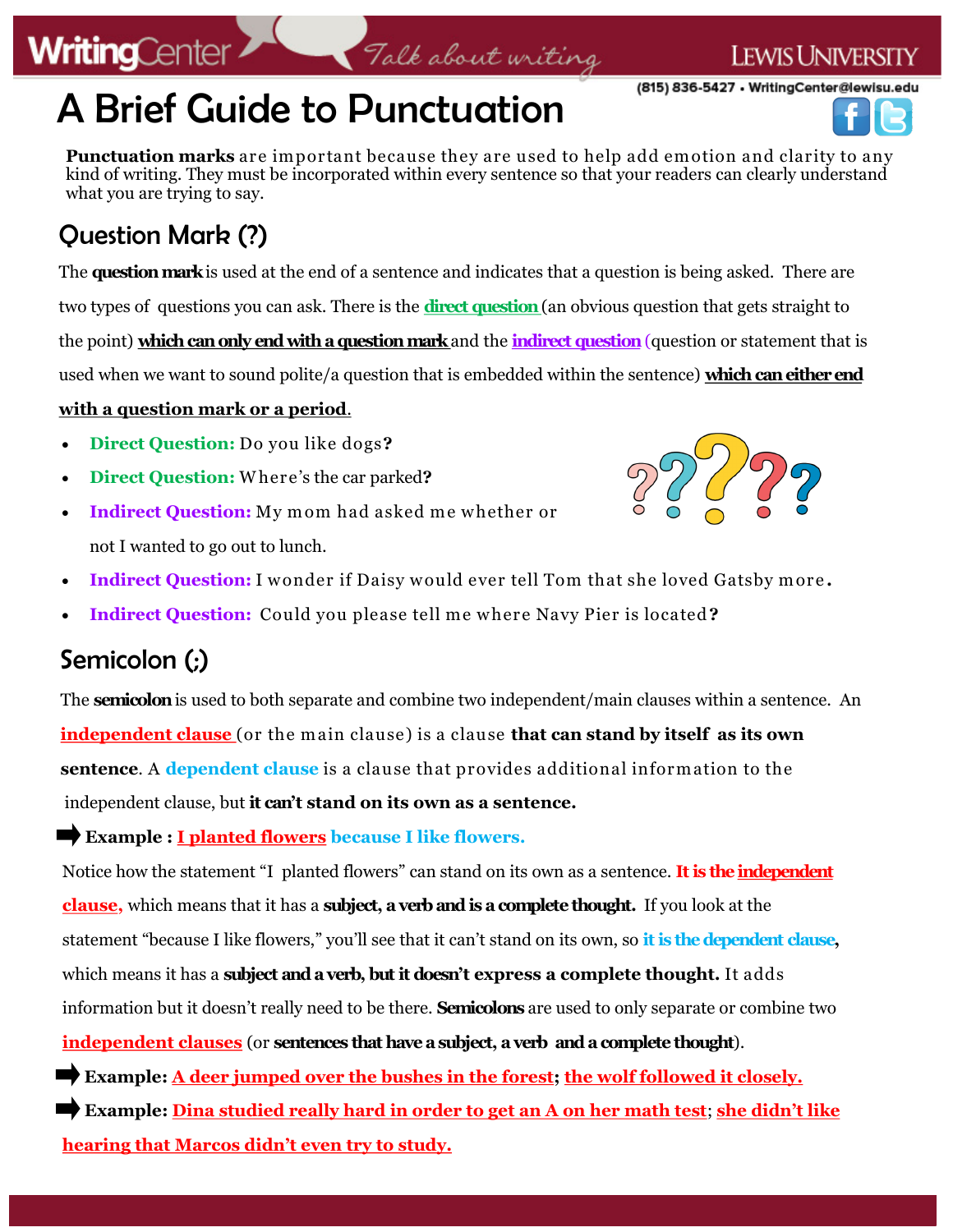# A Brief Guide to Punctuation

**Punctuation marks** are important because they are used to help add emotion and clarity to any kind of writing. They must be incorporated within every sentence so that your readers can clearly understand what you are trying to say.

## Question Mark (?)

The **question mark** is used at the end of a sentence and indicates that a question is being asked. There are two types of questions you can ask. There is the **direct question** (an obvious question that gets straight to the point) **which can only end with a question mark** and the **indirect question** (question or statement that is used when we want to sound polite/a question that is embedded within the sentence) **which can either end with a question mark or a period**.

- **Direct Question:** Do you like dogs**?**
- **Direct Question:** Where's the car parked**?**
- **Indirect Question:** My mom had asked me whether or not I wanted to go out to lunch.
- **Indirect Question:** I wonder if Daisy would ever tell Tom that she loved Gatsby more**.**
- **Indirect Question:** Could you please tell me where Navy Pier is located**?**

## Semicolon (;)

The **semicolon** is used to both separate and combine two independent/main clauses within a sentence. An **independent clause** (or the main clause) is a clause **that can stand by itself as its own sentence**. A **dependent clause** is a clause that provides additional information to the independent clause, but **it can't stand on its own as a sentence.**

➡ **Example : I planted flowers because I like flowers.**

Notice how the statement "I planted flowers" can stand on its own as a sentence. **It is the independent clause,** which means that it has a **subject, a verb and is a complete thought.** If you look at the statement "because I like flowers," you'll see that it can't stand on its own, so **it is the dependent clause**, which means it has a **subject and a verb, but it doesn't express a complete thought.** It adds information but it doesn't really need to be there. **Semicolons** are used to only separate or combine two **independent clauses** (or **sentences that have a subject, a verb and a complete thought**).

➡ **Example: A deer jumped over the bushes in the forest; the wolf followed it closely.**

➡ **Example: Dina studied really hard in order to get an A on her math test; she didn't like hearing that Marcos didn't even try to study.**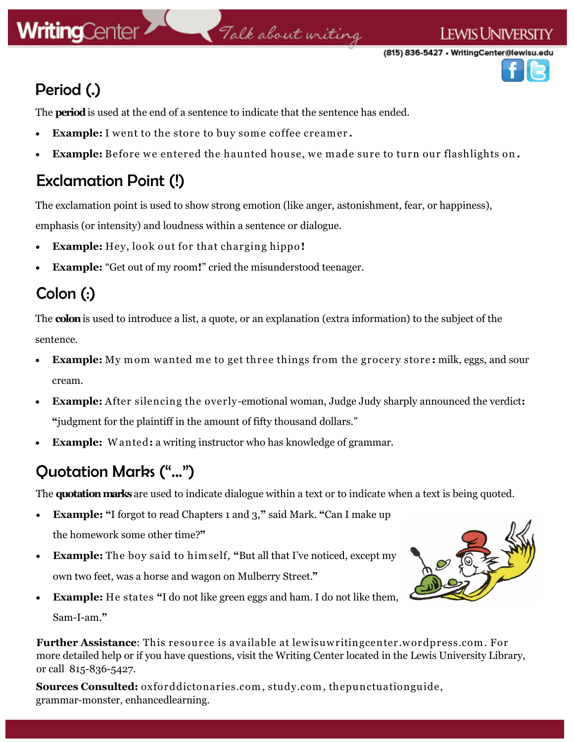## Period (.)

The **period** is used at the end of a sentence to indicate that the sentence has ended.

- **Example:** I went to the store to buy some coffee creamer**.**
- **Example:** Before we entered the haunted house, we made sure to turn our flashlights on**.**

## Exclamation Point (!)

The exclamation point is used to show strong emotion (like anger, astonishment, fear, or happiness), emphasis (or intensity) and loudness within a sentence or dialogue.

- **Example:** Hey, look out for that charging hippo**!**
- **Example:** "Get out of my room**!**" cried the misunderstood teenager.

## Colon (:)

The **colon** is used to introduce a list, a quote, or an explanation (extra information) to the subject of the sentence.

- **Example:** My mom wanted me to get three things from the grocery store**:** milk, eggs, and sour cream.
- **Example:** After silencing the overly-emotional woman, Judge Judy sharply announced the verdict**:** "judgment for the plaintiff in the amount of fifty thousand dollars."
- **Example:** Wanted**:** a writing instructor who has knowledge of grammar.

## Quotation Marks ("…")

The **quotation marks** are used to indicate dialogue within a text or to indicate when a text is being quoted.

- **Example:** **"**I forgot to read Chapters 1 and 3,**"** said Mark. **"**Can I make up the homework some other time?**"**
- **Example:** The boy said to himself, **"**But all that I've noticed, except my own two feet, was a horse and wagon on Mulberry Street.**"**
- **Example:** He states **"**I do not like green eggs and ham. I do not like them, Sam-I-am.**"**

**Further Assistance**: This resource is available at lewisuwritingcenter.wordpress.com. For more detailed help or if you have questions, visit the Writing Center located in the Lewis University Library, or call 815-836-5427.

**Sources Consulted:** oxforddictonaries.com, study.com, thepunctuationguide, grammar-monster, enhancedlearning.